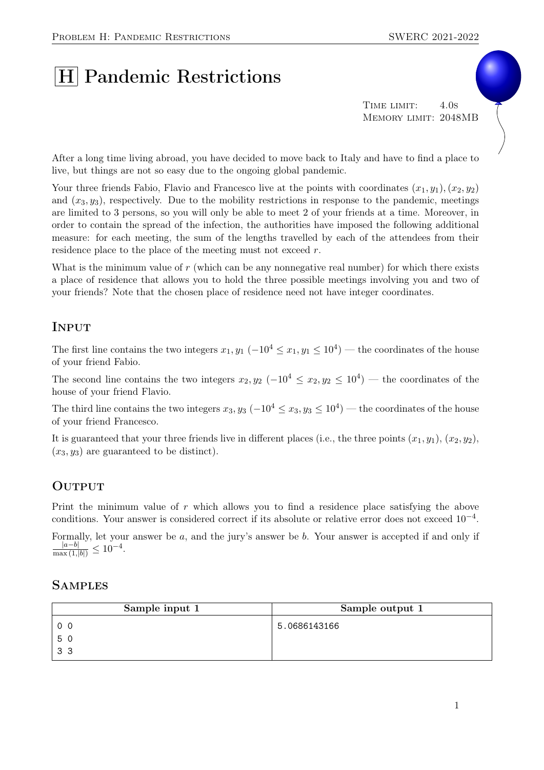# H Pandemic Restrictions

Time limit: 4.0s
Memory limit: 2048MB

After a long time living abroad, you have decided to move back to Italy and have to find a place to live, but things are not so easy due to the ongoing global pandemic.

Your three friends Fabio, Flavio and Francesco live at the points with coordinates $(x_1, y_1), (x_2, y_2)$ and $(x_3, y_3)$, respectively. Due to the mobility restrictions in response to the pandemic, meetings are limited to 3 persons, so you will only be able to meet 2 of your friends at a time. Moreover, in order to contain the spread of the infection, the authorities have imposed the following additional measure: for each meeting, the sum of the lengths travelled by each of the attendees from their residence place to the place of the meeting must not exceed $r$.

What is the minimum value of $r$ (which can be any nonnegative real number) for which there exists a place of residence that allows you to hold the three possible meetings involving you and two of your friends? Note that the chosen place of residence need not have integer coordinates.

## Input

The first line contains the two integers $x_1, y_1$ ($-10^4 \le x_1, y_1 \le 10^4$) — the coordinates of the house of your friend Fabio.

The second line contains the two integers $x_2, y_2$ ($-10^4 \le x_2, y_2 \le 10^4$) — the coordinates of the house of your friend Flavio.

The third line contains the two integers $x_3, y_3$ ($-10^4 \le x_3, y_3 \le 10^4$) — the coordinates of the house of your friend Francesco.

It is guaranteed that your three friends live in different places (i.e., the three points $(x_1, y_1)$, $(x_2, y_2)$, $(x_3, y_3)$ are guaranteed to be distinct).

## Output

Print the minimum value of $r$ which allows you to find a residence place satisfying the above conditions. Your answer is considered correct if its absolute or relative error does not exceed $10^{-4}$.

Formally, let your answer be $a$, and the jury's answer be $b$. Your answer is accepted if and only if $\frac{|a-b|}{\max(1,|b|)} \le 10^{-4}$.

## Samples

| Sample input 1 | Sample output 1 |
|---|---|
| 0 0<br>5 0<br>3 3 | 5.0686143166 |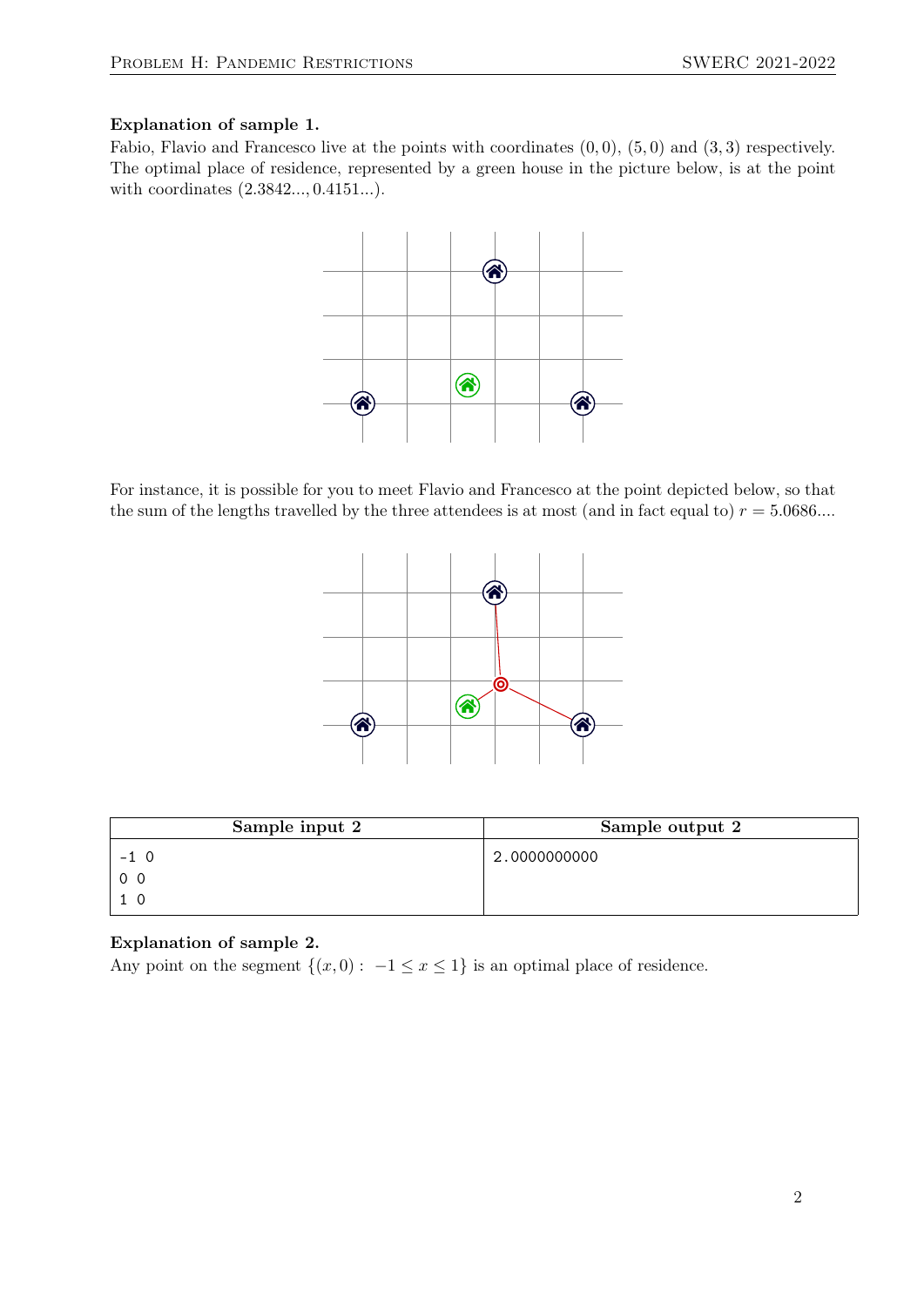**Explanation of sample 1.**

Fabio, Flavio and Francesco live at the points with coordinates $(0, 0)$, $(5, 0)$ and $(3, 3)$ respectively. The optimal place of residence, represented by a green house in the picture below, is at the point with coordinates $(2.3842..., 0.4151...)$.

For instance, it is possible for you to meet Flavio and Francesco at the point depicted below, so that the sum of the lengths travelled by the three attendees is at most (and in fact equal to) $r = 5.0686....$

| Sample input 2 | Sample output 2 |
|---|---|
| `-1 0`<br>`0 0`<br>`1 0` | `2.0000000000` |

**Explanation of sample 2.**

Any point on the segment $\{(x, 0) : -1 \leq x \leq 1\}$ is an optimal place of residence.